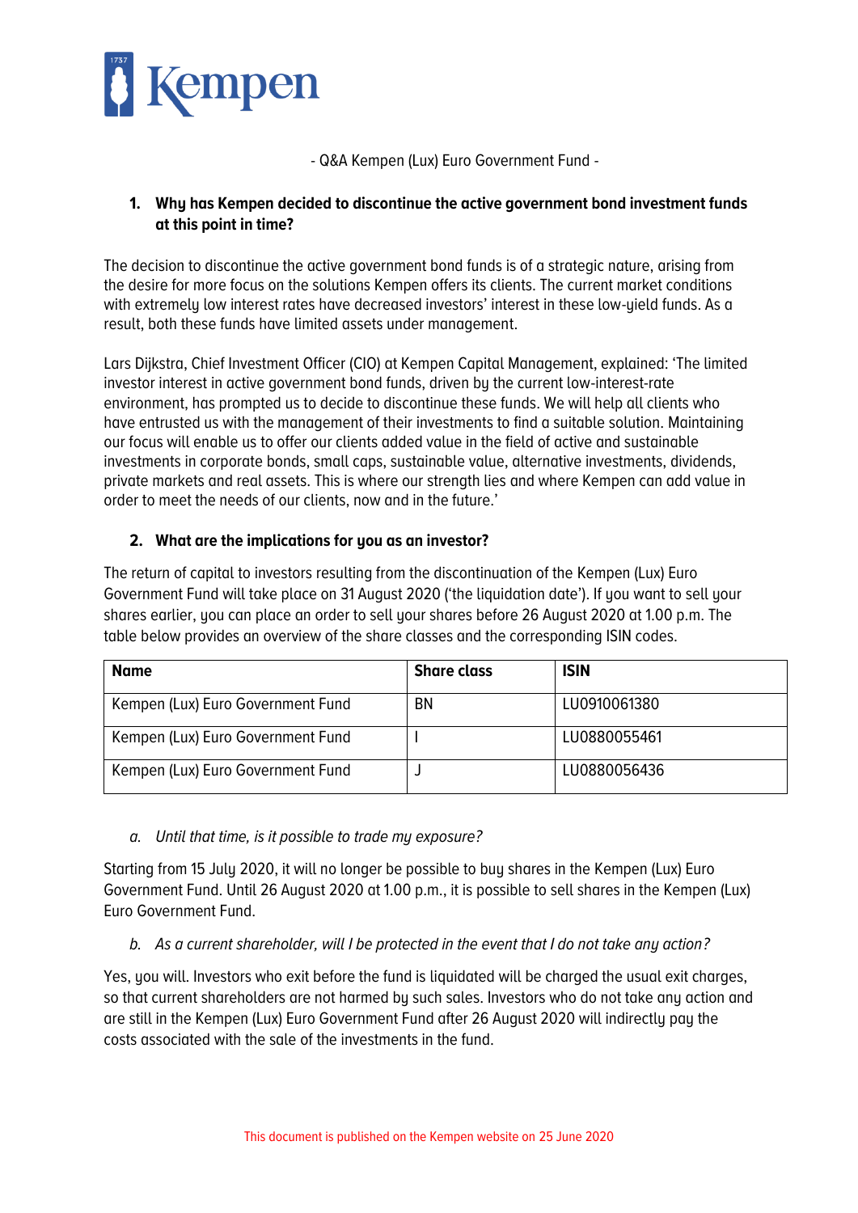- Q&A Kempen (Lux) Euro Government Fund -

## 1. Why has Kempen decided to discontinue the active government bond investment funds at this point in time?

The decision to discontinue the active government bond funds is of a strategic nature, arising from the desire for more focus on the solutions Kempen offers its clients. The current market conditions with extremely low interest rates have decreased investors' interest in these low-yield funds. As a result, both these funds have limited assets under management.

Lars Dijkstra, Chief Investment Officer (CIO) at Kempen Capital Management, explained: 'The limited investor interest in active government bond funds, driven by the current low-interest-rate environment, has prompted us to decide to discontinue these funds. We will help all clients who have entrusted us with the management of their investments to find a suitable solution. Maintaining our focus will enable us to offer our clients added value in the field of active and sustainable investments in corporate bonds, small caps, sustainable value, alternative investments, dividends, private markets and real assets. This is where our strength lies and where Kempen can add value in order to meet the needs of our clients, now and in the future.'

## 2. What are the implications for you as an investor?

The return of capital to investors resulting from the discontinuation of the Kempen (Lux) Euro Government Fund will take place on 31 August 2020 ('the liquidation date'). If you want to sell your shares earlier, you can place an order to sell your shares before 26 August 2020 at 1.00 p.m. The table below provides an overview of the share classes and the corresponding ISIN codes.

| Name | Share class | ISIN |
|---|---|---|
| Kempen (Lux) Euro Government Fund | BN | LU0910061380 |
| Kempen (Lux) Euro Government Fund | I | LU0880055461 |
| Kempen (Lux) Euro Government Fund | J | LU0880056436 |

*a. Until that time, is it possible to trade my exposure?*

Starting from 15 July 2020, it will no longer be possible to buy shares in the Kempen (Lux) Euro Government Fund. Until 26 August 2020 at 1.00 p.m., it is possible to sell shares in the Kempen (Lux) Euro Government Fund.

*b. As a current shareholder, will I be protected in the event that I do not take any action?*

Yes, you will. Investors who exit before the fund is liquidated will be charged the usual exit charges, so that current shareholders are not harmed by such sales. Investors who do not take any action and are still in the Kempen (Lux) Euro Government Fund after 26 August 2020 will indirectly pay the costs associated with the sale of the investments in the fund.

This document is published on the Kempen website on 25 June 2020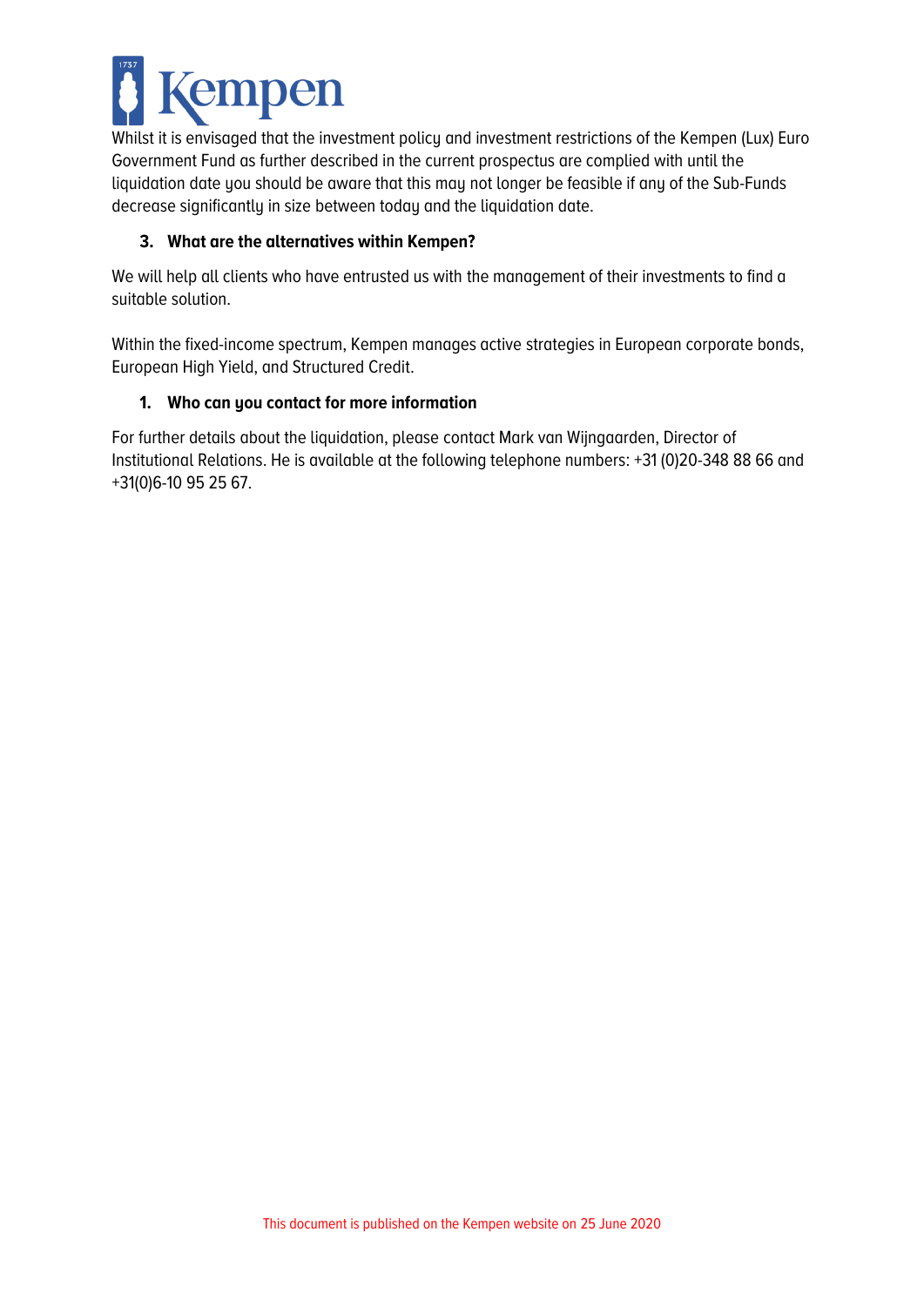Whilst it is envisaged that the investment policy and investment restrictions of the Kempen (Lux) Euro Government Fund as further described in the current prospectus are complied with until the liquidation date you should be aware that this may not longer be feasible if any of the Sub-Funds decrease significantly in size between today and the liquidation date.

### 3. What are the alternatives within Kempen?

We will help all clients who have entrusted us with the management of their investments to find a suitable solution.

Within the fixed-income spectrum, Kempen manages active strategies in European corporate bonds, European High Yield, and Structured Credit.

### 1. Who can you contact for more information

For further details about the liquidation, please contact Mark van Wijngaarden, Director of Institutional Relations. He is available at the following telephone numbers: +31 (0)20-348 88 66 and +31(0)6-10 95 25 67.

This document is published on the Kempen website on 25 June 2020